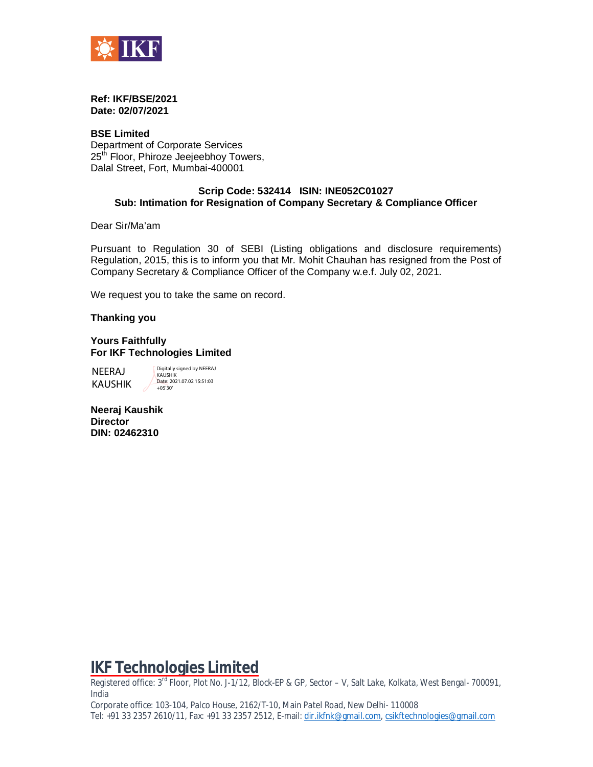**Ref: IKF/BSE/2021**
**Date: 02/07/2021**

**BSE Limited**
Department of Corporate Services
25th Floor, Phiroze Jeejeebhoy Towers,
Dalal Street, Fort, Mumbai-400001

**Scrip Code: 532414 ISIN: INE052C01027**
**Sub: Intimation for Resignation of Company Secretary & Compliance Officer**

Dear Sir/Ma'am

Pursuant to Regulation 30 of SEBI (Listing obligations and disclosure requirements) Regulation, 2015, this is to inform you that Mr. Mohit Chauhan has resigned from the Post of Company Secretary & Compliance Officer of the Company w.e.f. July 02, 2021.

We request you to take the same on record.

**Thanking you**

**Yours Faithfully**
**For IKF Technologies Limited**

NEERAJ KAUSHIK — Digitally signed by NEERAJ KAUSHIK Date: 2021.07.02 15:51:03 +05'30'

**Neeraj Kaushik**
**Director**
**DIN: 02462310**

**IKF Technologies Limited**

Registered office: 3rd Floor, Plot No. J-1/12, Block-EP & GP, Sector – V, Salt Lake, Kolkata, West Bengal- 700091, India
Corporate office: 103-104, Palco House, 2162/T-10, Main Patel Road, New Delhi- 110008
Tel: +91 33 2357 2610/11, Fax: +91 33 2357 2512, E-mail: dir.ikfnk@gmail.com, csikftechnologies@gmail.com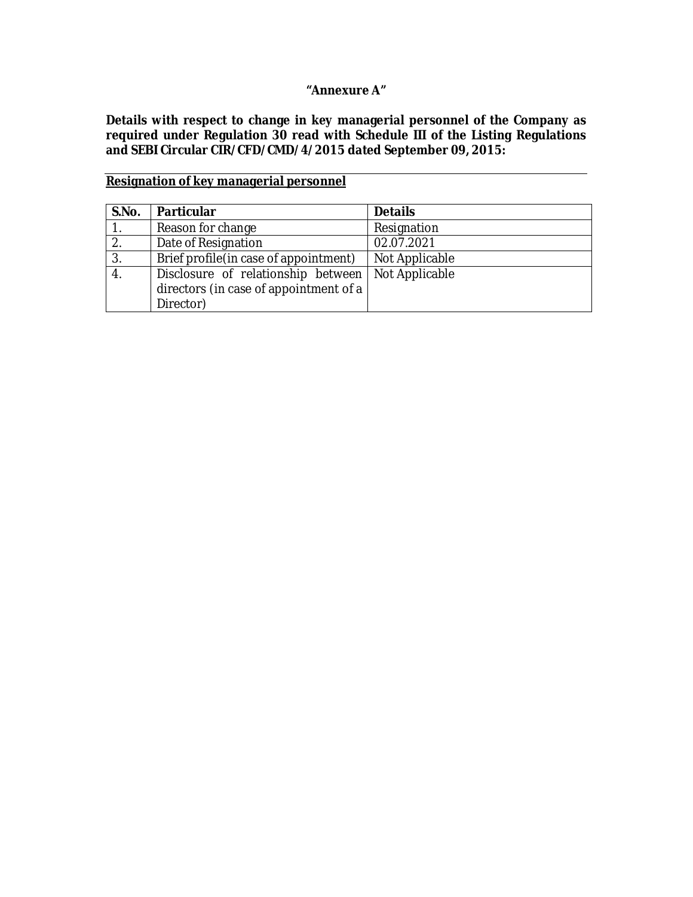**"Annexure A"**

**Details with respect to change in key managerial personnel of the Company as required under Regulation 30 read with Schedule III of the Listing Regulations and SEBI Circular CIR/CFD/CMD/4/2015 dated September 09, 2015:**

**<u>Resignation of key managerial personnel</u>**

| S.No. | Particular | Details |
|---|---|---|
| 1. | Reason for change | Resignation |
| 2. | Date of Resignation | 02.07.2021 |
| 3. | Brief profile(in case of appointment) | Not Applicable |
| 4. | Disclosure of relationship between directors (in case of appointment of a Director) | Not Applicable |